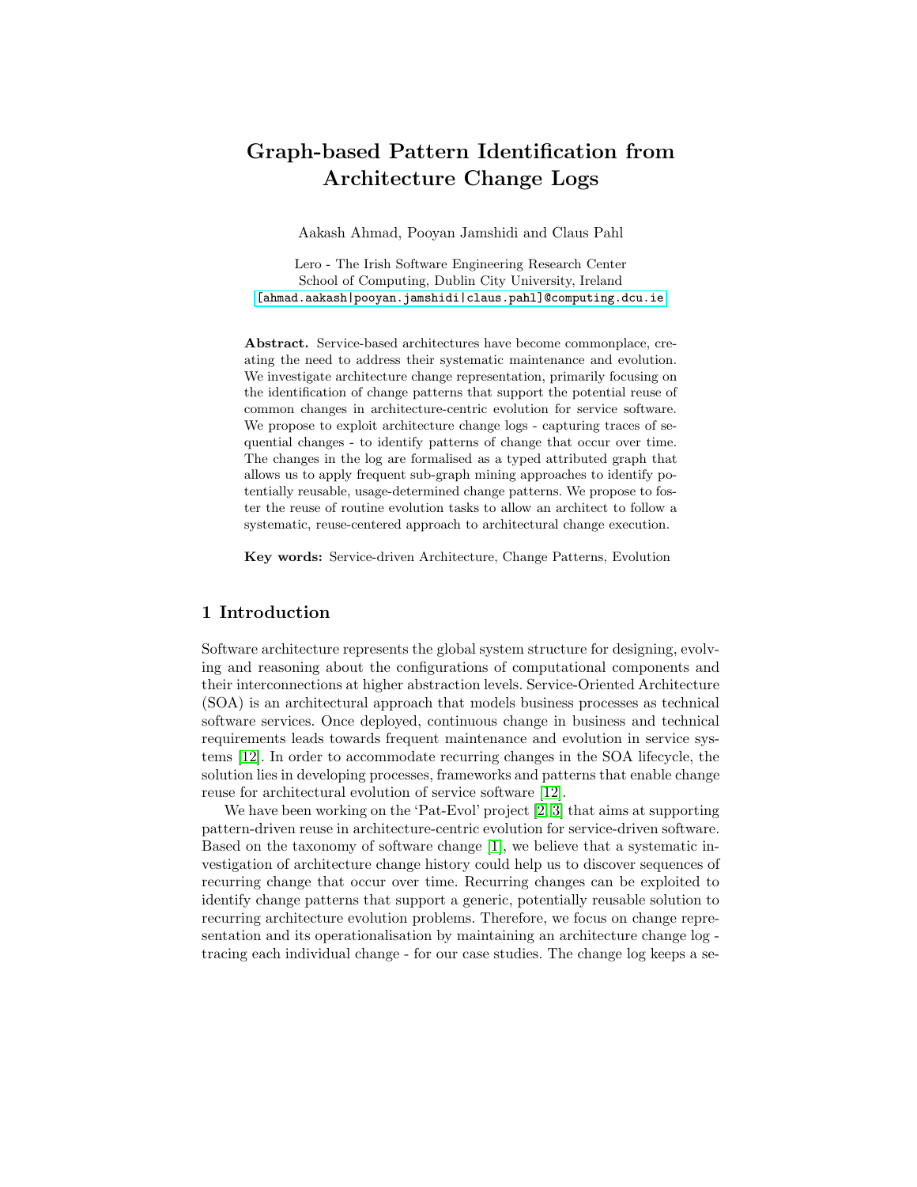# Graph-based Pattern Identification from Architecture Change Logs

Aakash Ahmad, Pooyan Jamshidi and Claus Pahl

Lero - The Irish Software Engineering Research Center
School of Computing, Dublin City University, Ireland
[ahmad.aakash|pooyan.jamshidi|claus.pahl]@computing.dcu.ie

**Abstract.** Service-based architectures have become commonplace, creating the need to address their systematic maintenance and evolution. We investigate architecture change representation, primarily focusing on the identification of change patterns that support the potential reuse of common changes in architecture-centric evolution for service software. We propose to exploit architecture change logs - capturing traces of sequential changes - to identify patterns of change that occur over time. The changes in the log are formalised as a typed attributed graph that allows us to apply frequent sub-graph mining approaches to identify potentially reusable, usage-determined change patterns. We propose to foster the reuse of routine evolution tasks to allow an architect to follow a systematic, reuse-centered approach to architectural change execution.

**Key words:** Service-driven Architecture, Change Patterns, Evolution

## 1 Introduction

Software architecture represents the global system structure for designing, evolving and reasoning about the configurations of computational components and their interconnections at higher abstraction levels. Service-Oriented Architecture (SOA) is an architectural approach that models business processes as technical software services. Once deployed, continuous change in business and technical requirements leads towards frequent maintenance and evolution in service systems [12]. In order to accommodate recurring changes in the SOA lifecycle, the solution lies in developing processes, frameworks and patterns that enable change reuse for architectural evolution of service software [12].

We have been working on the 'Pat-Evol' project [2, 3] that aims at supporting pattern-driven reuse in architecture-centric evolution for service-driven software. Based on the taxonomy of software change [1], we believe that a systematic investigation of architecture change history could help us to discover sequences of recurring change that occur over time. Recurring changes can be exploited to identify change patterns that support a generic, potentially reusable solution to recurring architecture evolution problems. Therefore, we focus on change representation and its operationalisation by maintaining an architecture change log - tracing each individual change - for our case studies. The change log keeps a se-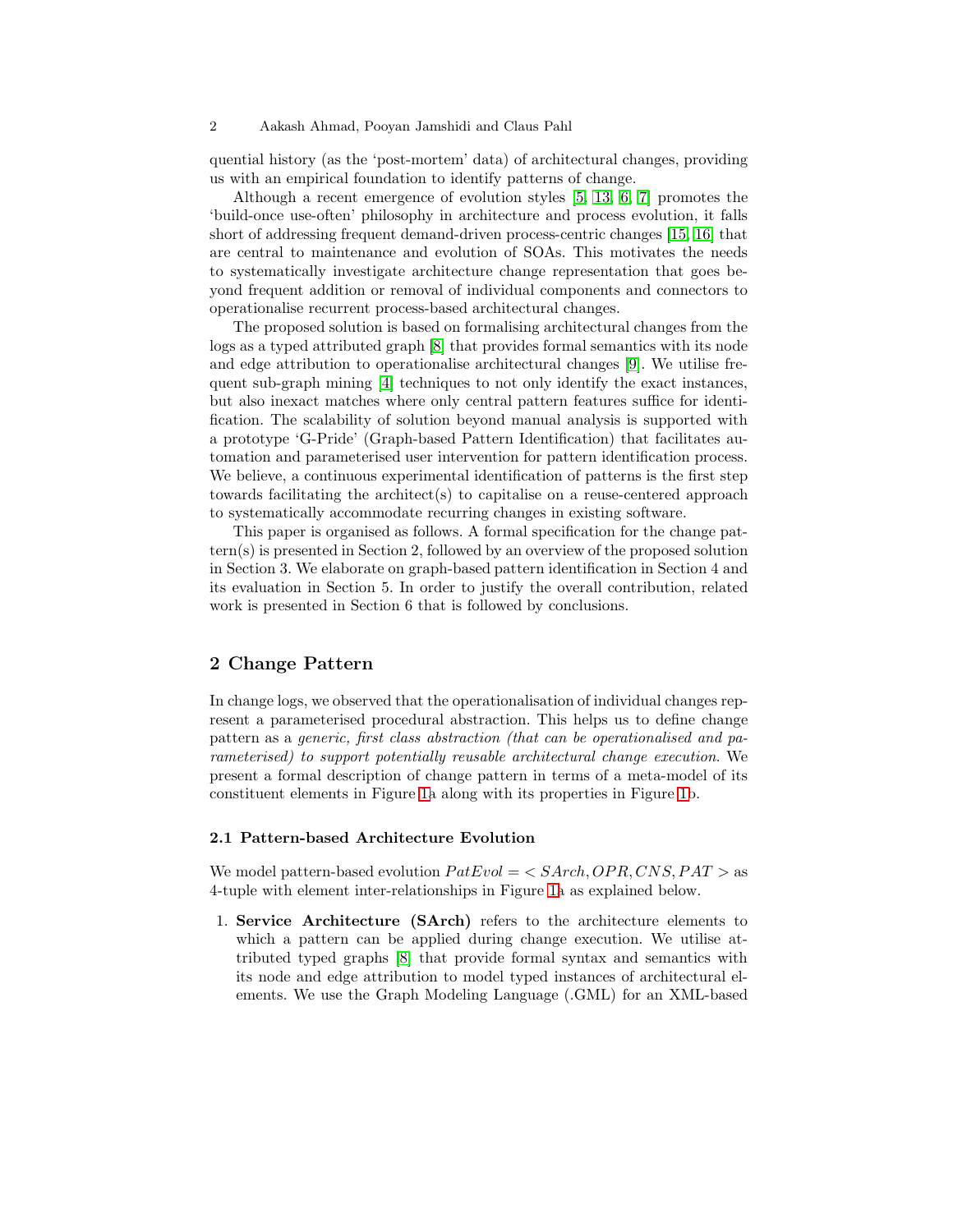quential history (as the 'post-mortem' data) of architectural changes, providing us with an empirical foundation to identify patterns of change.

Although a recent emergence of evolution styles [5, 13, 6, 7] promotes the 'build-once use-often' philosophy in architecture and process evolution, it falls short of addressing frequent demand-driven process-centric changes [15, 16] that are central to maintenance and evolution of SOAs. This motivates the needs to systematically investigate architecture change representation that goes beyond frequent addition or removal of individual components and connectors to operationalise recurrent process-based architectural changes.

The proposed solution is based on formalising architectural changes from the logs as a typed attributed graph [8] that provides formal semantics with its node and edge attribution to operationalise architectural changes [9]. We utilise frequent sub-graph mining [4] techniques to not only identify the exact instances, but also inexact matches where only central pattern features suffice for identification. The scalability of solution beyond manual analysis is supported with a prototype 'G-Pride' (Graph-based Pattern Identification) that facilitates automation and parameterised user intervention for pattern identification process. We believe, a continuous experimental identification of patterns is the first step towards facilitating the architect(s) to capitalise on a reuse-centered approach to systematically accommodate recurring changes in existing software.

This paper is organised as follows. A formal specification for the change pattern(s) is presented in Section 2, followed by an overview of the proposed solution in Section 3. We elaborate on graph-based pattern identification in Section 4 and its evaluation in Section 5. In order to justify the overall contribution, related work is presented in Section 6 that is followed by conclusions.

## 2 Change Pattern

In change logs, we observed that the operationalisation of individual changes represent a parameterised procedural abstraction. This helps us to define change pattern as a *generic, first class abstraction (that can be operationalised and parameterised) to support potentially reusable architectural change execution*. We present a formal description of change pattern in terms of a meta-model of its constituent elements in Figure 1a along with its properties in Figure 1b.

### 2.1 Pattern-based Architecture Evolution

We model pattern-based evolution $PatEvol = < SArch, OPR, CNS, PAT >$ as 4-tuple with element inter-relationships in Figure 1a as explained below.

1. **Service Architecture (SArch)** refers to the architecture elements to which a pattern can be applied during change execution. We utilise attributed typed graphs [8] that provide formal syntax and semantics with its node and edge attribution to model typed instances of architectural elements. We use the Graph Modeling Language (.GML) for an XML-based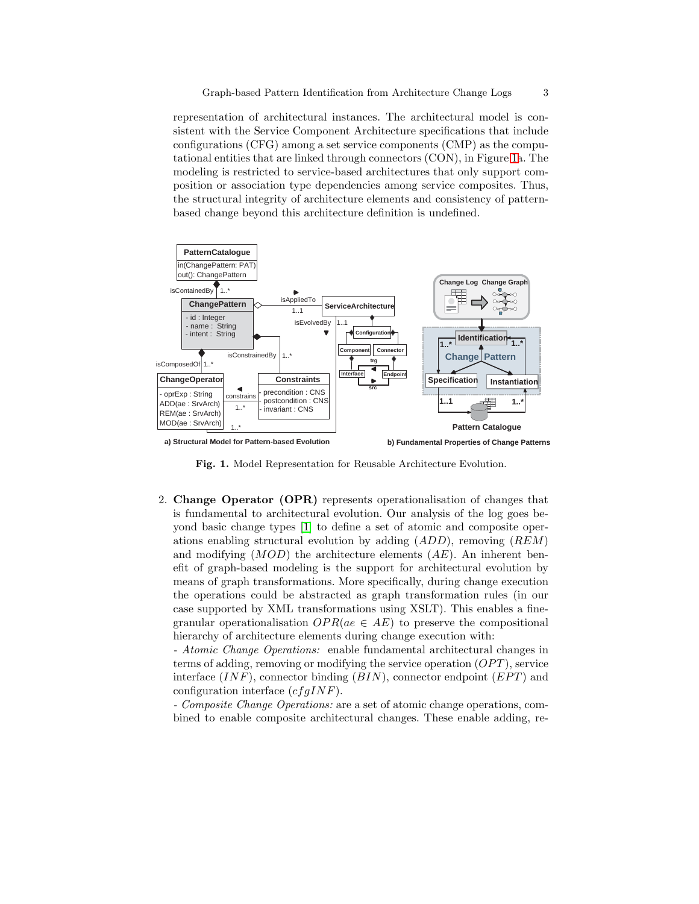representation of architectural instances. The architectural model is consistent with the Service Component Architecture specifications that include configurations (CFG) among a set service components (CMP) as the computational entities that are linked through connectors (CON), in Figure 1a. The modeling is restricted to service-based architectures that only support composition or association type dependencies among service composites. Thus, the structural integrity of architecture elements and consistency of pattern-based change beyond this architecture definition is undefined.

**Fig. 1.** Model Representation for Reusable Architecture Evolution.

2. **Change Operator (OPR)** represents operationalisation of changes that is fundamental to architectural evolution. Our analysis of the log goes beyond basic change types [1] to define a set of atomic and composite operations enabling structural evolution by adding ($ADD$), removing ($REM$) and modifying ($MOD$) the architecture elements ($AE$). An inherent benefit of graph-based modeling is the support for architectural evolution by means of graph transformations. More specifically, during change execution the operations could be abstracted as graph transformation rules (in our case supported by XML transformations using XSLT). This enables a fine-granular operationalisation $OPR(ae \in AE)$ to preserve the compositional hierarchy of architecture elements during change execution with:
   - *Atomic Change Operations:* enable fundamental architectural changes in terms of adding, removing or modifying the service operation ($OPT$), service interface ($INF$), connector binding ($BIN$), connector endpoint ($EPT$) and configuration interface ($cfgINF$).
   - *Composite Change Operations:* are a set of atomic change operations, combined to enable composite architectural changes. These enable adding, re-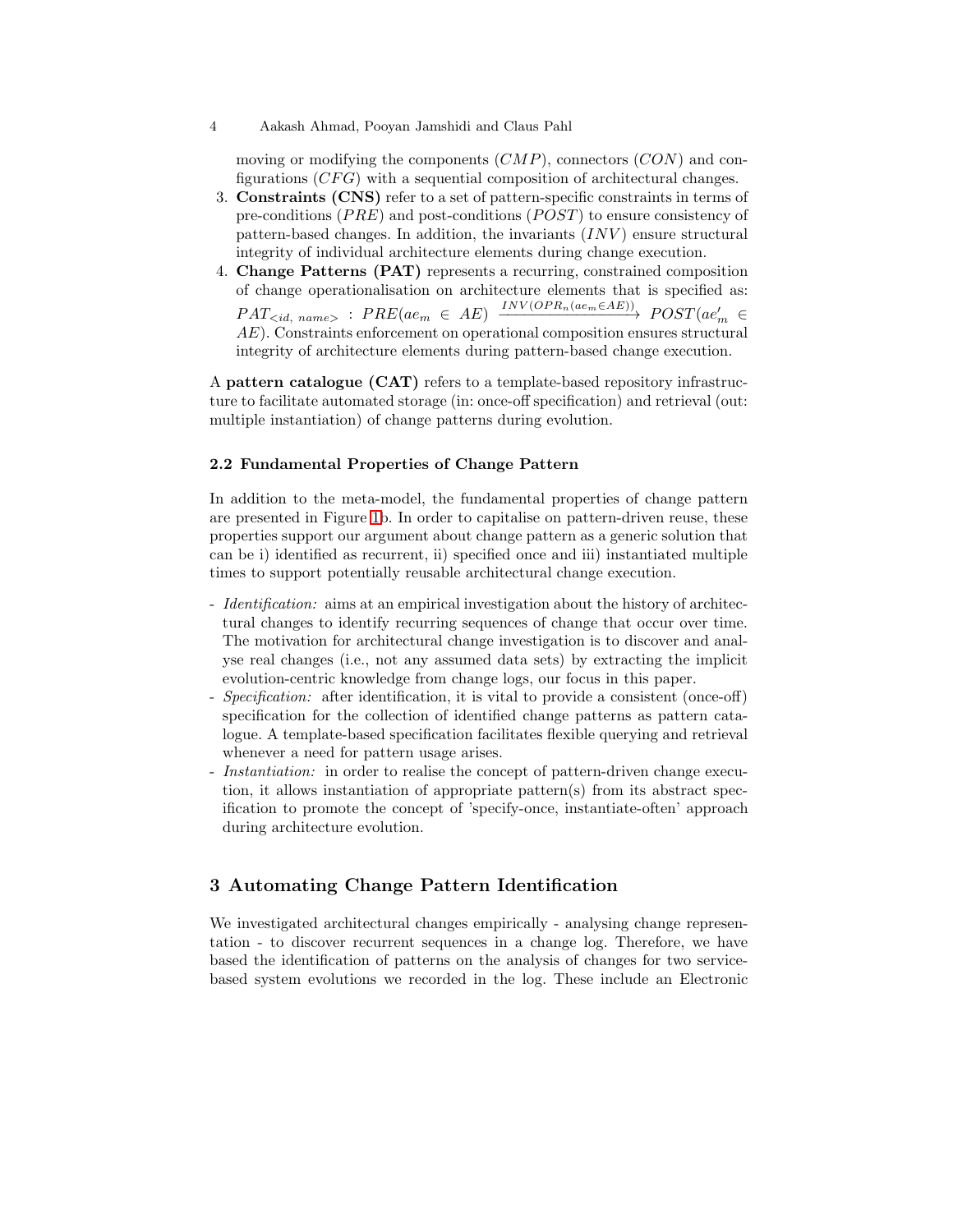moving or modifying the components ($CMP$), connectors ($CON$) and configurations ($CFG$) with a sequential composition of architectural changes.

3. **Constraints (CNS)** refer to a set of pattern-specific constraints in terms of pre-conditions ($PRE$) and post-conditions ($POST$) to ensure consistency of pattern-based changes. In addition, the invariants ($INV$) ensure structural integrity of individual architecture elements during change execution.
4. **Change Patterns (PAT)** represents a recurring, constrained composition of change operationalisation on architecture elements that is specified as: $PAT_{<id,\ name>}\ :\ PRE(ae_m \in AE) \xrightarrow{INV(OPR_n(ae_m \in AE))} POST(ae'_m \in AE)$. Constraints enforcement on operational composition ensures structural integrity of architecture elements during pattern-based change execution.

A **pattern catalogue (CAT)** refers to a template-based repository infrastructure to facilitate automated storage (in: once-off specification) and retrieval (out: multiple instantiation) of change patterns during evolution.

### 2.2 Fundamental Properties of Change Pattern

In addition to the meta-model, the fundamental properties of change pattern are presented in Figure 1b. In order to capitalise on pattern-driven reuse, these properties support our argument about change pattern as a generic solution that can be i) identified as recurrent, ii) specified once and iii) instantiated multiple times to support potentially reusable architectural change execution.

- *Identification:* aims at an empirical investigation about the history of architectural changes to identify recurring sequences of change that occur over time. The motivation for architectural change investigation is to discover and analyse real changes (i.e., not any assumed data sets) by extracting the implicit evolution-centric knowledge from change logs, our focus in this paper.
- *Specification:* after identification, it is vital to provide a consistent (once-off) specification for the collection of identified change patterns as pattern catalogue. A template-based specification facilitates flexible querying and retrieval whenever a need for pattern usage arises.
- *Instantiation:* in order to realise the concept of pattern-driven change execution, it allows instantiation of appropriate pattern(s) from its abstract specification to promote the concept of 'specify-once, instantiate-often' approach during architecture evolution.

## 3 Automating Change Pattern Identification

We investigated architectural changes empirically - analysing change representation - to discover recurrent sequences in a change log. Therefore, we have based the identification of patterns on the analysis of changes for two service-based system evolutions we recorded in the log. These include an Electronic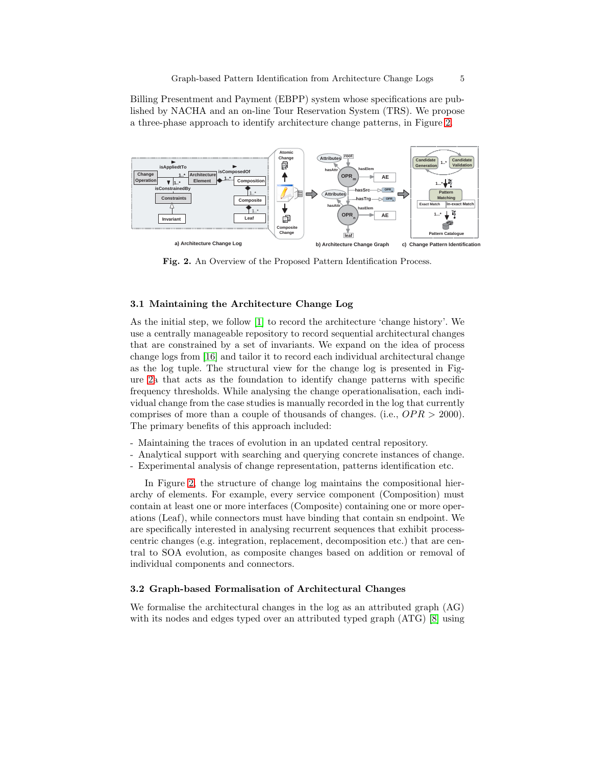Billing Presentment and Payment (EBPP) system whose specifications are published by NACHA and an on-line Tour Reservation System (TRS). We propose a three-phase approach to identify architecture change patterns, in Figure 2.

**Fig. 2.** An Overview of the Proposed Pattern Identification Process.

### 3.1 Maintaining the Architecture Change Log

As the initial step, we follow [1] to record the architecture 'change history'. We use a centrally manageable repository to record sequential architectural changes that are constrained by a set of invariants. We expand on the idea of process change logs from [16] and tailor it to record each individual architectural change as the log tuple. The structural view for the change log is presented in Figure 2a that acts as the foundation to identify change patterns with specific frequency thresholds. While analysing the change operationalisation, each individual change from the case studies is manually recorded in the log that currently comprises of more than a couple of thousands of changes. (i.e., $OPR > 2000$). The primary benefits of this approach included:

- Maintaining the traces of evolution in an updated central repository.
- Analytical support with searching and querying concrete instances of change.
- Experimental analysis of change representation, patterns identification etc.

In Figure 2, the structure of change log maintains the compositional hierarchy of elements. For example, every service component (Composition) must contain at least one or more interfaces (Composite) containing one or more operations (Leaf), while connectors must have binding that contain sn endpoint. We are specifically interested in analysing recurrent sequences that exhibit process-centric changes (e.g. integration, replacement, decomposition etc.) that are central to SOA evolution, as composite changes based on addition or removal of individual components and connectors.

### 3.2 Graph-based Formalisation of Architectural Changes

We formalise the architectural changes in the log as an attributed graph (AG) with its nodes and edges typed over an attributed typed graph (ATG) [8] using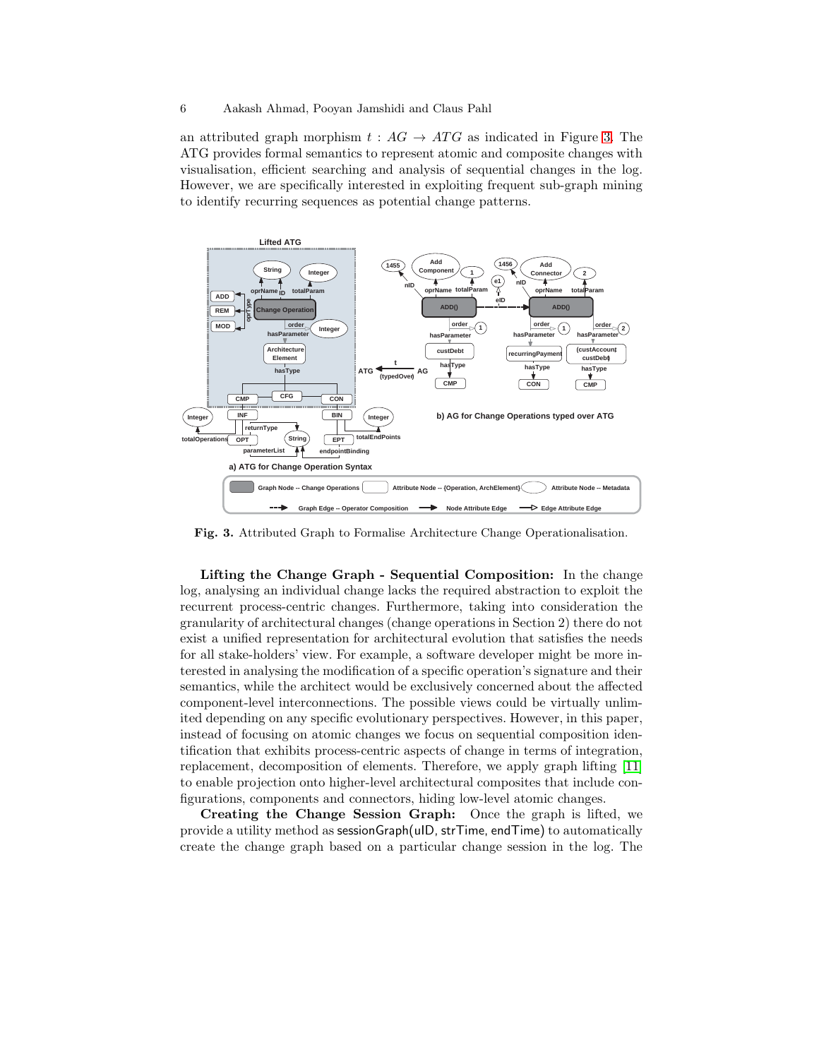an attributed graph morphism $t : AG \rightarrow ATG$ as indicated in Figure 3. The ATG provides formal semantics to represent atomic and composite changes with visualisation, efficient searching and analysis of sequential changes in the log. However, we are specifically interested in exploiting frequent sub-graph mining to identify recurring sequences as potential change patterns.

**Fig. 3.** Attributed Graph to Formalise Architecture Change Operationalisation.

**Lifting the Change Graph - Sequential Composition:** In the change log, analysing an individual change lacks the required abstraction to exploit the recurrent process-centric changes. Furthermore, taking into consideration the granularity of architectural changes (change operations in Section 2) there do not exist a unified representation for architectural evolution that satisfies the needs for all stake-holders' view. For example, a software developer might be more interested in analysing the modification of a specific operation's signature and their semantics, while the architect would be exclusively concerned about the affected component-level interconnections. The possible views could be virtually unlimited depending on any specific evolutionary perspectives. However, in this paper, instead of focusing on atomic changes we focus on sequential composition identification that exhibits process-centric aspects of change in terms of integration, replacement, decomposition of elements. Therefore, we apply graph lifting [11] to enable projection onto higher-level architectural composites that include configurations, components and connectors, hiding low-level atomic changes.

**Creating the Change Session Graph:** Once the graph is lifted, we provide a utility method as sessionGraph(uID, strTime, endTime) to automatically create the change graph based on a particular change session in the log. The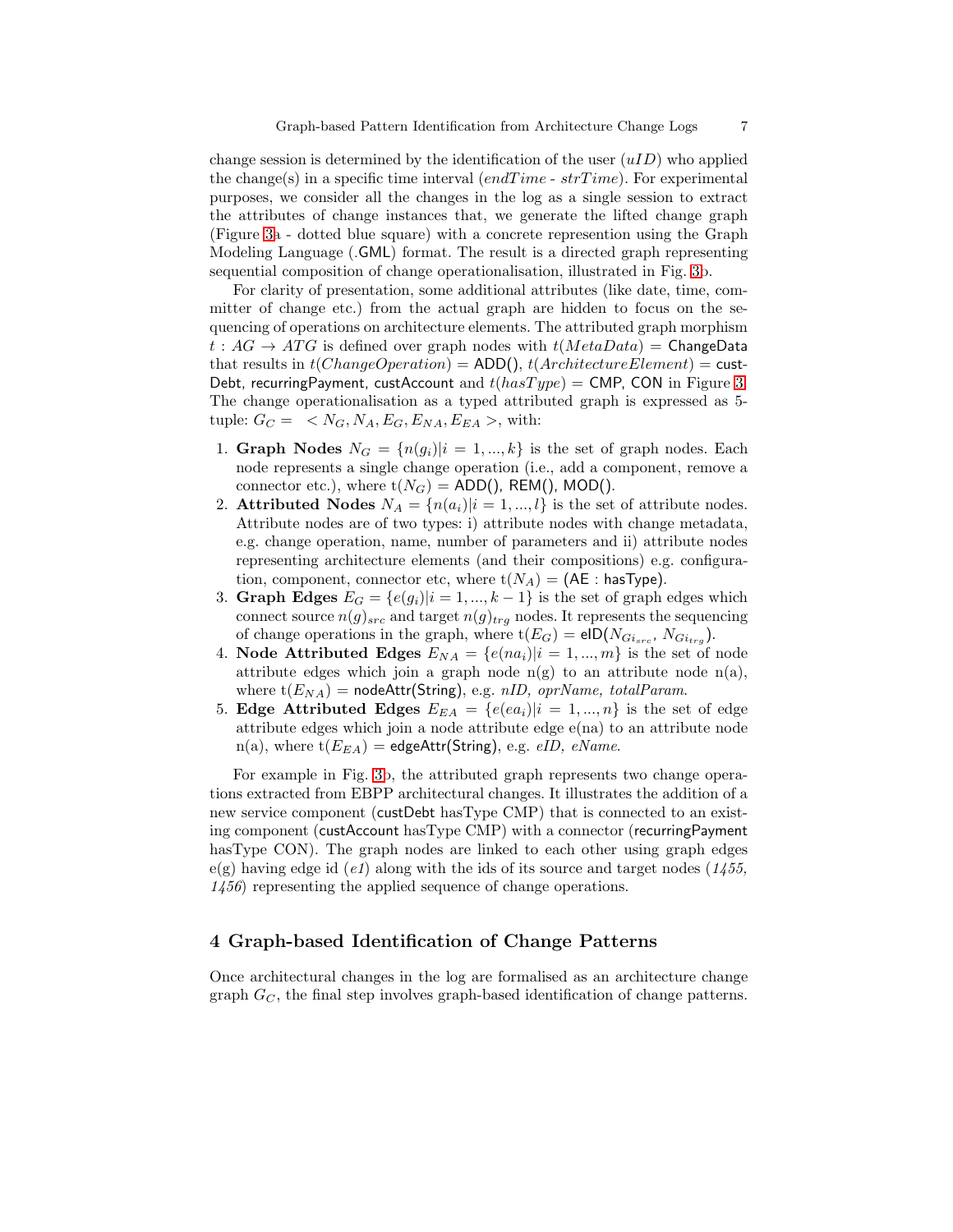change session is determined by the identification of the user ($uID$) who applied the change(s) in a specific time interval ($endTime$ - $strTime$). For experimental purposes, we consider all the changes in the log as a single session to extract the attributes of change instances that, we generate the lifted change graph (Figure 3a - dotted blue square) with a concrete represention using the Graph Modeling Language (.GML) format. The result is a directed graph representing sequential composition of change operationalisation, illustrated in Fig. 3b.

For clarity of presentation, some additional attributes (like date, time, committer of change etc.) from the actual graph are hidden to focus on the sequencing of operations on architecture elements. The attributed graph morphism $t : AG \rightarrow ATG$ is defined over graph nodes with $t(MetaData)$ = ChangeData that results in $t(ChangeOperation)$ = ADD(), $t(ArchitectureElement)$ = custDebt, recurringPayment, custAccount and $t(hasType)$ = CMP, CON in Figure 3. The change operationalisation as a typed attributed graph is expressed as 5-tuple: $G_C = \ < N_G, N_A, E_G, E_{NA}, E_{EA} >$, with:

1. **Graph Nodes** $N_G = \{n(g_i) | i = 1, ..., k\}$ is the set of graph nodes. Each node represents a single change operation (i.e., add a component, remove a connector etc.), where $t(N_G)$ = ADD(), REM(), MOD().
2. **Attributed Nodes** $N_A = \{n(a_i) | i = 1, ..., l\}$ is the set of attribute nodes. Attribute nodes are of two types: i) attribute nodes with change metadata, e.g. change operation, name, number of parameters and ii) attribute nodes representing architecture elements (and their compositions) e.g. configuration, component, connector etc, where $t(N_A)$ = (AE : hasType).
3. **Graph Edges** $E_G = \{e(g_i) | i = 1, ..., k-1\}$ is the set of graph edges which connect source $n(g)_{src}$ and target $n(g)_{trg}$ nodes. It represents the sequencing of change operations in the graph, where $t(E_G)$ = eID($N_{Gi_{src}}$, $N_{Gi_{trg}}$).
4. **Node Attributed Edges** $E_{NA} = \{e(na_i) | i = 1, ..., m\}$ is the set of node attribute edges which join a graph node n(g) to an attribute node n(a), where $t(E_{NA})$ = nodeAttr(String), e.g. *nID, oprName, totalParam*.
5. **Edge Attributed Edges** $E_{EA} = \{e(ea_i) | i = 1, ..., n\}$ is the set of edge attribute edges which join a node attribute edge e(na) to an attribute node n(a), where $t(E_{EA})$ = edgeAttr(String), e.g. *eID, eName*.

For example in Fig. 3b, the attributed graph represents two change operations extracted from EBPP architectural changes. It illustrates the addition of a new service component (custDebt hasType CMP) that is connected to an existing component (custAccount hasType CMP) with a connector (recurringPayment hasType CON). The graph nodes are linked to each other using graph edges e(g) having edge id (*e1*) along with the ids of its source and target nodes (*1455, 1456*) representing the applied sequence of change operations.

## 4 Graph-based Identification of Change Patterns

Once architectural changes in the log are formalised as an architecture change graph $G_C$, the final step involves graph-based identification of change patterns.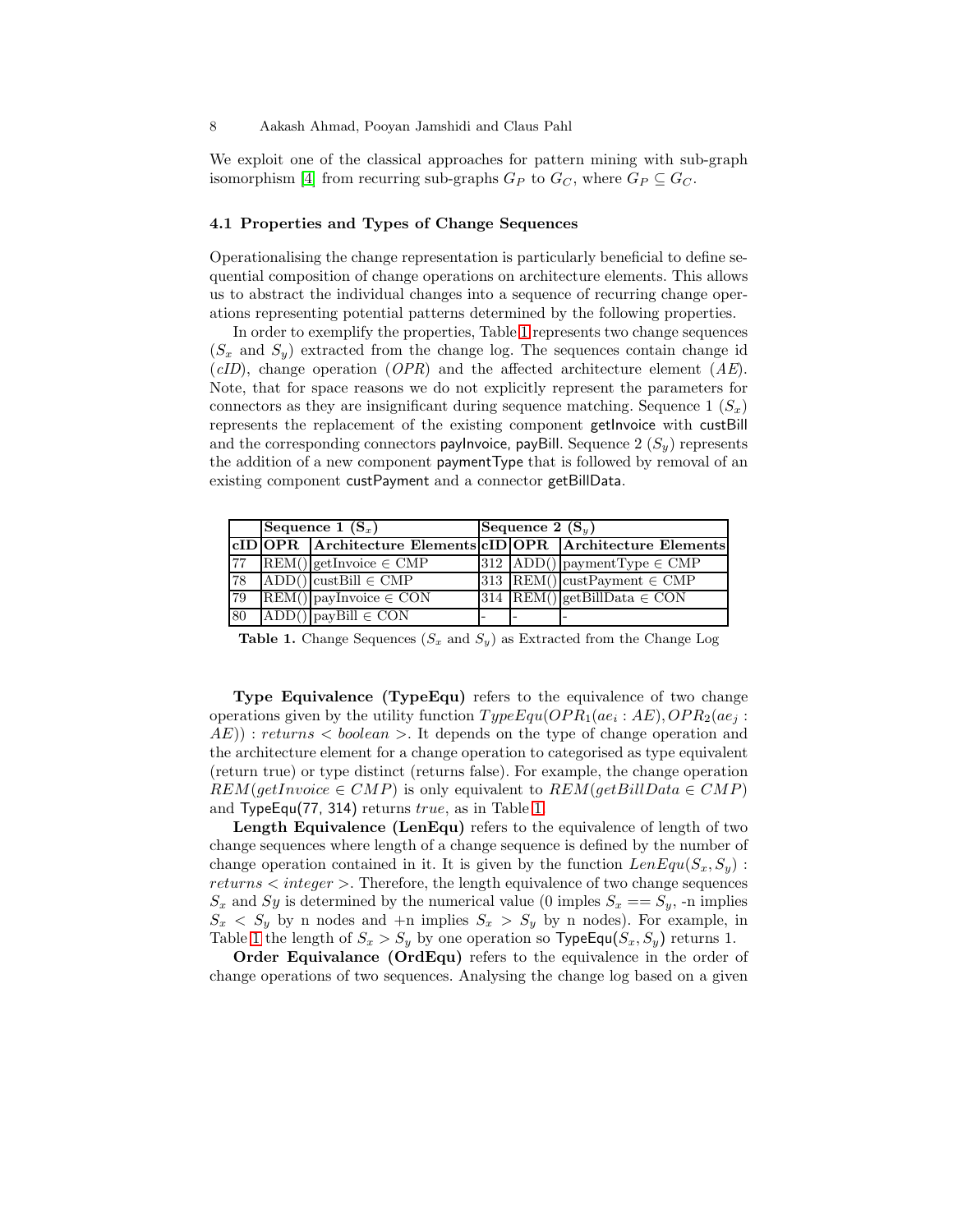We exploit one of the classical approaches for pattern mining with sub-graph isomorphism [4] from recurring sub-graphs $G_P$ to $G_C$, where $G_P \subseteq G_C$.

### 4.1 Properties and Types of Change Sequences

Operationalising the change representation is particularly beneficial to define sequential composition of change operations on architecture elements. This allows us to abstract the individual changes into a sequence of recurring change operations representing potential patterns determined by the following properties.

In order to exemplify the properties, Table 1 represents two change sequences ($S_x$ and $S_y$) extracted from the change log. The sequences contain change id (*cID*), change operation (*OPR*) and the affected architecture element (*AE*). Note, that for space reasons we do not explicitly represent the parameters for connectors as they are insignificant during sequence matching. Sequence 1 ($S_x$) represents the replacement of the existing component getInvoice with custBill and the corresponding connectors payInvoice, payBill. Sequence 2 ($S_y$) represents the addition of a new component paymentType that is followed by removal of an existing component custPayment and a connector getBillData.

| | **Sequence 1 ($S_x$)** | | **Sequence 2 ($S_y$)** | | |
|---|---|---|---|---|---|
| **cID** | **OPR** | **Architecture Elements** | **cID** | **OPR** | **Architecture Elements** |
| 77 | REM() | getInvoice $\in$ CMP | 312 | ADD() | paymentType $\in$ CMP |
| 78 | ADD() | custBill $\in$ CMP | 313 | REM() | custPayment $\in$ CMP |
| 79 | REM() | payInvoice $\in$ CON | 314 | REM() | getBillData $\in$ CON |
| 80 | ADD() | payBill $\in$ CON | - | - | - |

**Table 1.** Change Sequences ($S_x$ and $S_y$) as Extracted from the Change Log

**Type Equivalence (TypeEqu)** refers to the equivalence of two change operations given by the utility function $TypeEqu(OPR_1(ae_i : AE), OPR_2(ae_j : AE)) : returns < boolean >$. It depends on the type of change operation and the architecture element for a change operation to categorised as type equivalent (return true) or type distinct (returns false). For example, the change operation $REM(getInvoice \in CMP)$ is only equivalent to $REM(getBillData \in CMP)$ and TypeEqu(77, 314) returns *true*, as in Table 1.

**Length Equivalence (LenEqu)** refers to the equivalence of length of two change sequences where length of a change sequence is defined by the number of change operation contained in it. It is given by the function $LenEqu(S_x, S_y) : returns < integer >$. Therefore, the length equivalence of two change sequences $S_x$ and $Sy$ is determined by the numerical value (0 imples $S_x == S_y$, -n implies $S_x < S_y$ by n nodes and +n implies $S_x > S_y$ by n nodes). For example, in Table 1 the length of $S_x > S_y$ by one operation so TypeEqu($S_x, S_y$) returns 1.

**Order Equivalance (OrdEqu)** refers to the equivalence in the order of change operations of two sequences. Analysing the change log based on a given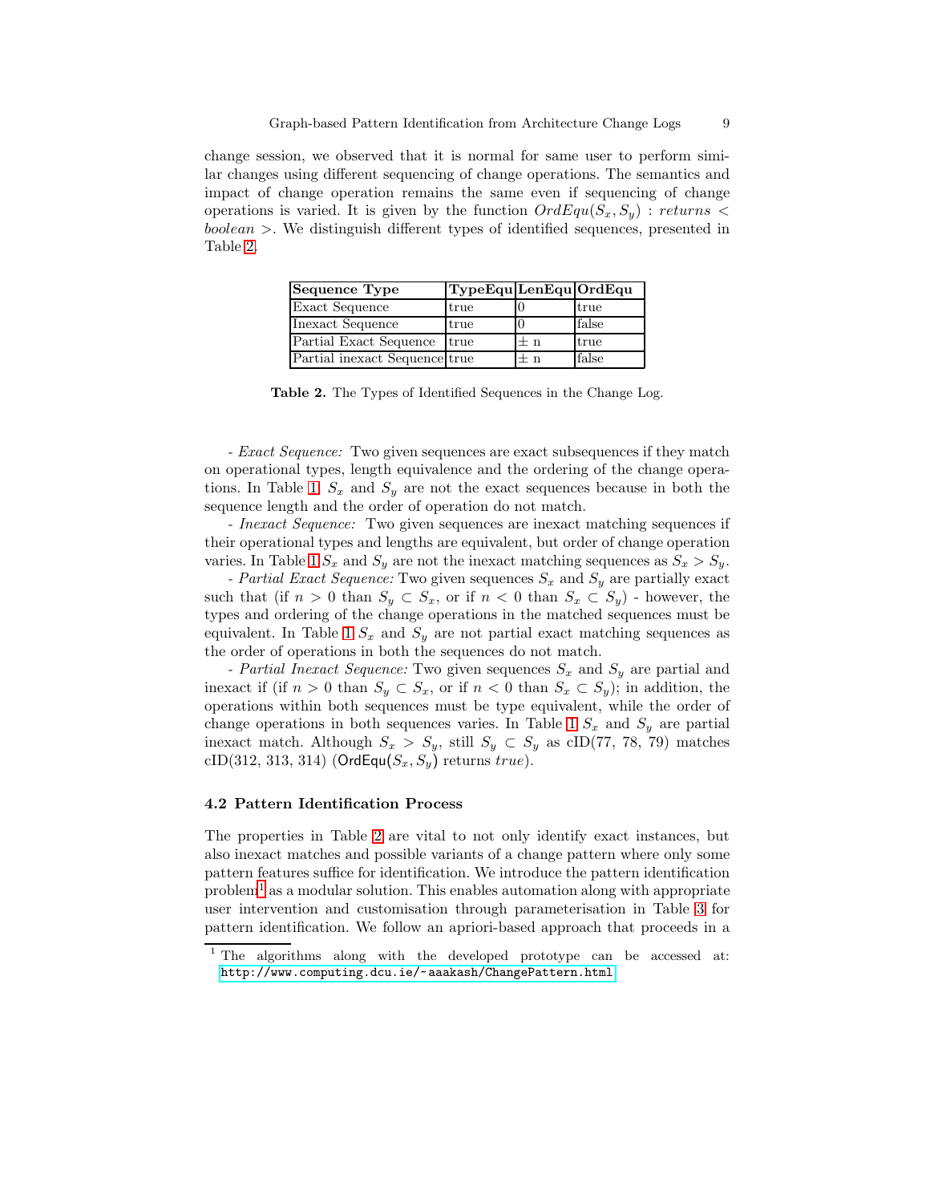change session, we observed that it is normal for same user to perform similar changes using different sequencing of change operations. The semantics and impact of change operation remains the same even if sequencing of change operations is varied. It is given by the function $OrdEqu(S_x, S_y) : returns < boolean >$. We distinguish different types of identified sequences, presented in Table 2.

| Sequence Type | TypeEqu | LenEqu | OrdEqu |
|---|---|---|---|
| Exact Sequence | true | 0 | true |
| Inexact Sequence | true | 0 | false |
| Partial Exact Sequence | true | ± n | true |
| Partial inexact Sequence | true | ± n | false |

**Table 2.** The Types of Identified Sequences in the Change Log.

- *Exact Sequence:* Two given sequences are exact subsequences if they match on operational types, length equivalence and the ordering of the change operations. In Table 1, $S_x$ and $S_y$ are not the exact sequences because in both the sequence length and the order of operation do not match.

- *Inexact Sequence:* Two given sequences are inexact matching sequences if their operational types and lengths are equivalent, but order of change operation varies. In Table 1 $S_x$ and $S_y$ are not the inexact matching sequences as $S_x > S_y$.

- *Partial Exact Sequence:* Two given sequences $S_x$ and $S_y$ are partially exact such that (if $n > 0$ than $S_y \subset S_x$, or if $n < 0$ than $S_x \subset S_y$) - however, the types and ordering of the change operations in the matched sequences must be equivalent. In Table 1 $S_x$ and $S_y$ are not partial exact matching sequences as the order of operations in both the sequences do not match.

- *Partial Inexact Sequence:* Two given sequences $S_x$ and $S_y$ are partial and inexact if (if $n > 0$ than $S_y \subset S_x$, or if $n < 0$ than $S_x \subset S_y$); in addition, the operations within both sequences must be type equivalent, while the order of change operations in both sequences varies. In Table 1 $S_x$ and $S_y$ are partial inexact match. Although $S_x > S_y$, still $S_y \subset S_y$ as cID(77, 78, 79) matches cID(312, 313, 314) ($\mathsf{OrdEqu}(S_x, S_y)$ returns *true*).

### 4.2 Pattern Identification Process

The properties in Table 2 are vital to not only identify exact instances, but also inexact matches and possible variants of a change pattern where only some pattern features suffice for identification. We introduce the pattern identification problem[1] as a modular solution. This enables automation along with appropriate user intervention and customisation through parameterisation in Table 3 for pattern identification. We follow an apriori-based approach that proceeds in a

[1] The algorithms along with the developed prototype can be accessed at: `http://www.computing.dcu.ie/~aaakash/ChangePattern.html`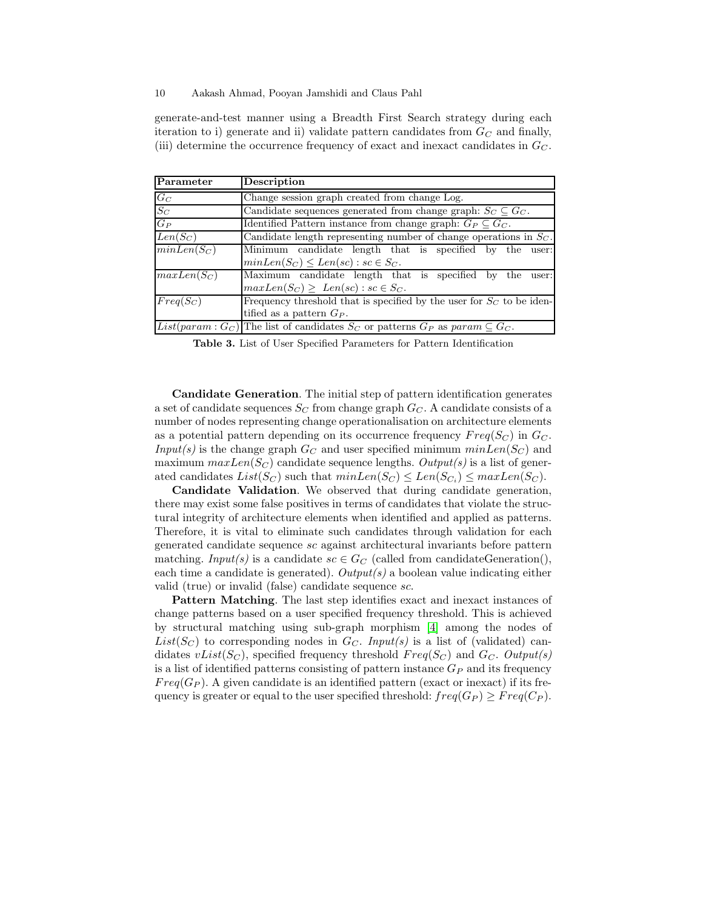generate-and-test manner using a Breadth First Search strategy during each iteration to i) generate and ii) validate pattern candidates from $G_C$ and finally, (iii) determine the occurrence frequency of exact and inexact candidates in $G_C$.

| Parameter | Description |
|---|---|
| $G_C$ | Change session graph created from change Log. |
| $S_C$ | Candidate sequences generated from change graph: $S_C \subseteq G_C$. |
| $G_P$ | Identified Pattern instance from change graph: $G_P \subseteq G_C$. |
| $Len(S_C)$ | Candidate length representing number of change operations in $S_C$. |
| $minLen(S_C)$ | Minimum candidate length that is specified by the user: $minLen(S_C) \leq Len(sc) : sc \in S_C$. |
| $maxLen(S_C)$ | Maximum candidate length that is specified by the user: $maxLen(S_C) \geq Len(sc) : sc \in S_C$. |
| $Freq(S_C)$ | Frequency threshold that is specified by the user for $S_C$ to be identified as a pattern $G_P$. |
| $List(param : G_C)$ | The list of candidates $S_C$ or patterns $G_P$ as $param \subseteq G_C$. |

**Table 3.** List of User Specified Parameters for Pattern Identification

**Candidate Generation**. The initial step of pattern identification generates a set of candidate sequences $S_C$ from change graph $G_C$. A candidate consists of a number of nodes representing change operationalisation on architecture elements as a potential pattern depending on its occurrence frequency $Freq(S_C)$ in $G_C$. *Input(s)* is the change graph $G_C$ and user specified minimum $minLen(S_C)$ and maximum $maxLen(S_C)$ candidate sequence lengths. *Output(s)* is a list of generated candidates $List(S_C)$ such that $minLen(S_C) \leq Len(S_{C_i}) \leq maxLen(S_C)$.

**Candidate Validation**. We observed that during candidate generation, there may exist some false positives in terms of candidates that violate the structural integrity of architecture elements when identified and applied as patterns. Therefore, it is vital to eliminate such candidates through validation for each generated candidate sequence *sc* against architectural invariants before pattern matching. *Input(s)* is a candidate $sc \in G_C$ (called from candidateGeneration(), each time a candidate is generated). *Output(s)* a boolean value indicating either valid (true) or invalid (false) candidate sequence *sc*.

**Pattern Matching**. The last step identifies exact and inexact instances of change patterns based on a user specified frequency threshold. This is achieved by structural matching using sub-graph morphism [4] among the nodes of $List(S_C)$ to corresponding nodes in $G_C$. *Input(s)* is a list of (validated) candidates $vList(S_C)$, specified frequency threshold $Freq(S_C)$ and $G_C$. *Output(s)* is a list of identified patterns consisting of pattern instance $G_P$ and its frequency $Freq(G_P)$. A given candidate is an identified pattern (exact or inexact) if its frequency is greater or equal to the user specified threshold: $freq(G_P) \geq Freq(C_P)$.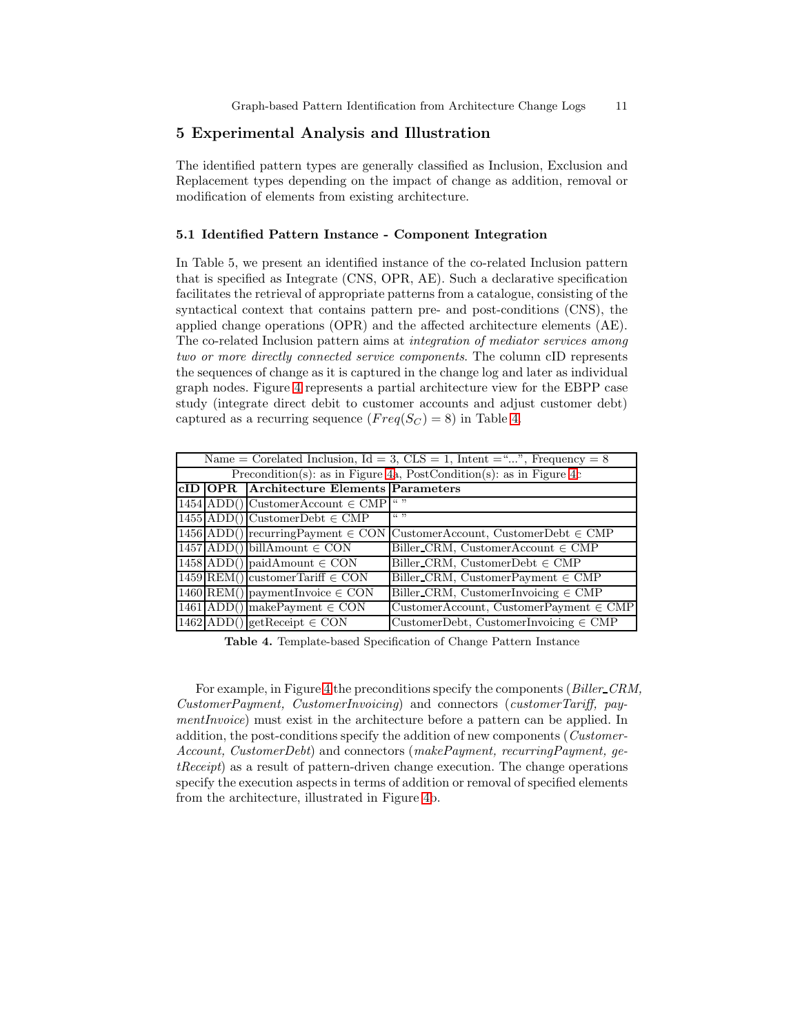## 5 Experimental Analysis and Illustration

The identified pattern types are generally classified as Inclusion, Exclusion and Replacement types depending on the impact of change as addition, removal or modification of elements from existing architecture.

### 5.1 Identified Pattern Instance - Component Integration

In Table 5, we present an identified instance of the co-related Inclusion pattern that is specified as Integrate (CNS, OPR, AE). Such a declarative specification facilitates the retrieval of appropriate patterns from a catalogue, consisting of the syntactical context that contains pattern pre- and post-conditions (CNS), the applied change operations (OPR) and the affected architecture elements (AE). The co-related Inclusion pattern aims at *integration of mediator services among two or more directly connected service components*. The column cID represents the sequences of change as it is captured in the change log and later as individual graph nodes. Figure 4 represents a partial architecture view for the EBPP case study (integrate direct debit to customer accounts and adjust customer debt) captured as a recurring sequence ($Freq(S_C) = 8$) in Table 4.

| Name = Corelated Inclusion, Id = 3, CLS = 1, Intent ="...", Frequency = 8 | | | |
|---|---|---|---|
| Precondition(s): as in Figure 4a, PostCondition(s): as in Figure 4c | | | |
| **cID** | **OPR** | **Architecture Elements** | **Parameters** |
| 1454 | ADD() | CustomerAccount ∈ CMP | " " |
| 1455 | ADD() | CustomerDebt ∈ CMP | " " |
| 1456 | ADD() | recurringPayment ∈ CON | CustomerAccount, CustomerDebt ∈ CMP |
| 1457 | ADD() | billAmount ∈ CON | Biller_CRM, CustomerAccount ∈ CMP |
| 1458 | ADD() | paidAmount ∈ CON | Biller_CRM, CustomerDebt ∈ CMP |
| 1459 | REM() | customerTariff ∈ CON | Biller_CRM, CustomerPayment ∈ CMP |
| 1460 | REM() | paymentInvoice ∈ CON | Biller_CRM, CustomerInvoicing ∈ CMP |
| 1461 | ADD() | makePayment ∈ CON | CustomerAccount, CustomerPayment ∈ CMP |
| 1462 | ADD() | getReceipt ∈ CON | CustomerDebt, CustomerInvoicing ∈ CMP |

**Table 4.** Template-based Specification of Change Pattern Instance

For example, in Figure 4 the preconditions specify the components (*Biller_CRM, CustomerPayment, CustomerInvoicing*) and connectors (*customerTariff, paymentInvoice*) must exist in the architecture before a pattern can be applied. In addition, the post-conditions specify the addition of new components (*CustomerAccount, CustomerDebt*) and connectors (*makePayment, recurringPayment, getReceipt*) as a result of pattern-driven change execution. The change operations specify the execution aspects in terms of addition or removal of specified elements from the architecture, illustrated in Figure 4b.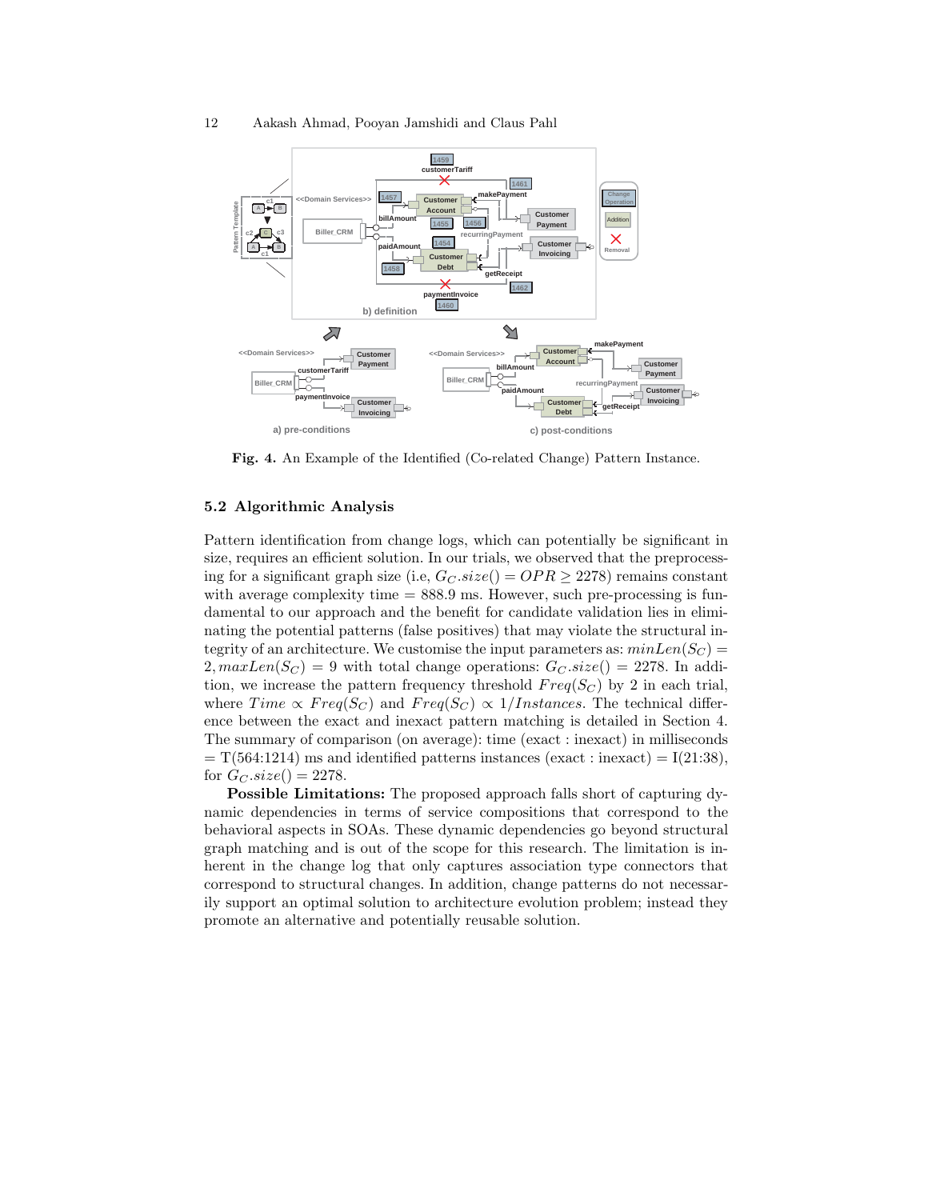**Fig. 4.** An Example of the Identified (Co-related Change) Pattern Instance.

### 5.2 Algorithmic Analysis

Pattern identification from change logs, which can potentially be significant in size, requires an efficient solution. In our trials, we observed that the preprocessing for a significant graph size (i.e, $G_C.size() = OPR \geq 2278$) remains constant with average complexity time = 888.9 ms. However, such pre-processing is fundamental to our approach and the benefit for candidate validation lies in eliminating the potential patterns (false positives) that may violate the structural integrity of an architecture. We customise the input parameters as: $minLen(S_C) = 2, maxLen(S_C) = 9$ with total change operations: $G_C.size() = 2278$. In addition, we increase the pattern frequency threshold $Freq(S_C)$ by 2 in each trial, where $Time \propto Freq(S_C)$ and $Freq(S_C) \propto 1/Instances$. The technical difference between the exact and inexact pattern matching is detailed in Section 4. The summary of comparison (on average): time (exact : inexact) in milliseconds = T(564:1214) ms and identified patterns instances (exact : inexact) = I(21:38), for $G_C.size() = 2278$.

**Possible Limitations:** The proposed approach falls short of capturing dynamic dependencies in terms of service compositions that correspond to the behavioral aspects in SOAs. These dynamic dependencies go beyond structural graph matching and is out of the scope for this research. The limitation is inherent in the change log that only captures association type connectors that correspond to structural changes. In addition, change patterns do not necessarily support an optimal solution to architecture evolution problem; instead they promote an alternative and potentially reusable solution.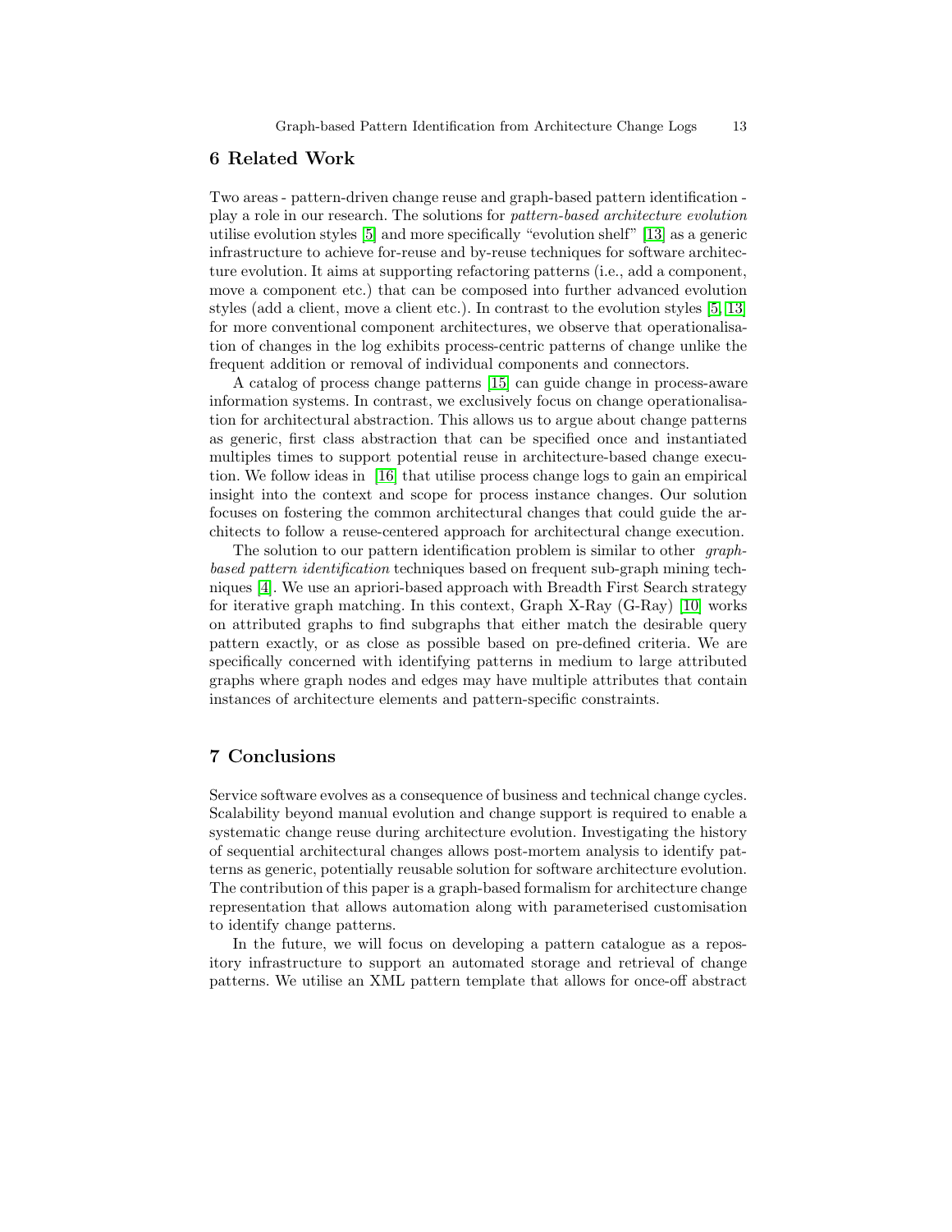## 6 Related Work

Two areas - pattern-driven change reuse and graph-based pattern identification - play a role in our research. The solutions for *pattern-based architecture evolution* utilise evolution styles [5] and more specifically "evolution shelf" [13] as a generic infrastructure to achieve for-reuse and by-reuse techniques for software architecture evolution. It aims at supporting refactoring patterns (i.e., add a component, move a component etc.) that can be composed into further advanced evolution styles (add a client, move a client etc.). In contrast to the evolution styles [5, 13] for more conventional component architectures, we observe that operationalisation of changes in the log exhibits process-centric patterns of change unlike the frequent addition or removal of individual components and connectors.

A catalog of process change patterns [15] can guide change in process-aware information systems. In contrast, we exclusively focus on change operationalisation for architectural abstraction. This allows us to argue about change patterns as generic, first class abstraction that can be specified once and instantiated multiples times to support potential reuse in architecture-based change execution. We follow ideas in [16] that utilise process change logs to gain an empirical insight into the context and scope for process instance changes. Our solution focuses on fostering the common architectural changes that could guide the architects to follow a reuse-centered approach for architectural change execution.

The solution to our pattern identification problem is similar to other *graph-based pattern identification* techniques based on frequent sub-graph mining techniques [4]. We use an apriori-based approach with Breadth First Search strategy for iterative graph matching. In this context, Graph X-Ray (G-Ray) [10] works on attributed graphs to find subgraphs that either match the desirable query pattern exactly, or as close as possible based on pre-defined criteria. We are specifically concerned with identifying patterns in medium to large attributed graphs where graph nodes and edges may have multiple attributes that contain instances of architecture elements and pattern-specific constraints.

## 7 Conclusions

Service software evolves as a consequence of business and technical change cycles. Scalability beyond manual evolution and change support is required to enable a systematic change reuse during architecture evolution. Investigating the history of sequential architectural changes allows post-mortem analysis to identify patterns as generic, potentially reusable solution for software architecture evolution. The contribution of this paper is a graph-based formalism for architecture change representation that allows automation along with parameterised customisation to identify change patterns.

In the future, we will focus on developing a pattern catalogue as a repository infrastructure to support an automated storage and retrieval of change patterns. We utilise an XML pattern template that allows for once-off abstract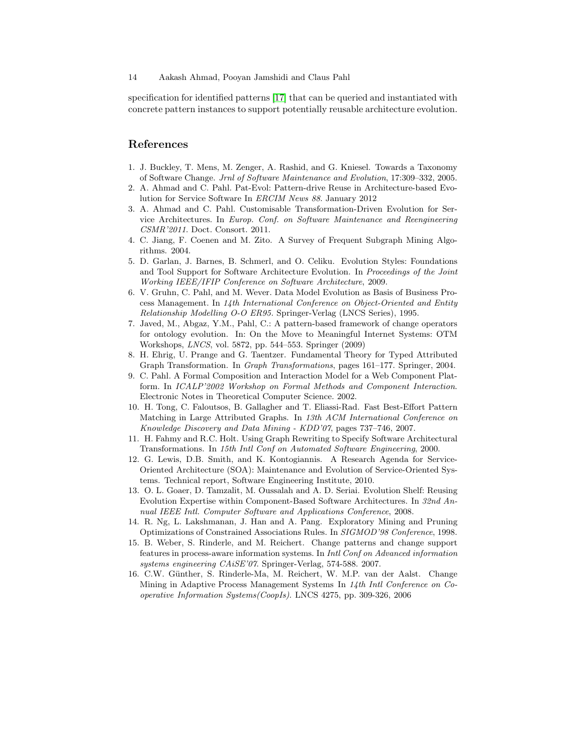specification for identified patterns [17] that can be queried and instantiated with concrete pattern instances to support potentially reusable architecture evolution.

## References

1. J. Buckley, T. Mens, M. Zenger, A. Rashid, and G. Kniesel. Towards a Taxonomy of Software Change. *Jrnl of Software Maintenance and Evolution*, 17:309–332, 2005.
2. A. Ahmad and C. Pahl. Pat-Evol: Pattern-drive Reuse in Architecture-based Evolution for Service Software In *ERCIM News 88*. January 2012
3. A. Ahmad and C. Pahl. Customisable Transformation-Driven Evolution for Service Architectures. In *Europ. Conf. on Software Maintenance and Reengineering CSMR'2011*. Doct. Consort. 2011.
4. C. Jiang, F. Coenen and M. Zito. A Survey of Frequent Subgraph Mining Algorithms. 2004.
5. D. Garlan, J. Barnes, B. Schmerl, and O. Celiku. Evolution Styles: Foundations and Tool Support for Software Architecture Evolution. In *Proceedings of the Joint Working IEEE/IFIP Conference on Software Architecture*, 2009.
6. V. Gruhn, C. Pahl, and M. Wever. Data Model Evolution as Basis of Business Process Management. In *14th International Conference on Object-Oriented and Entity Relationship Modelling O-O ER95*. Springer-Verlag (LNCS Series), 1995.
7. Javed, M., Abgaz, Y.M., Pahl, C.: A pattern-based framework of change operators for ontology evolution. In: On the Move to Meaningful Internet Systems: OTM Workshops, *LNCS*, vol. 5872, pp. 544–553. Springer (2009)
8. H. Ehrig, U. Prange and G. Taentzer. Fundamental Theory for Typed Attributed Graph Transformation. In *Graph Transformations*, pages 161–177. Springer, 2004.
9. C. Pahl. A Formal Composition and Interaction Model for a Web Component Platform. In *ICALP'2002 Workshop on Formal Methods and Component Interaction*. Electronic Notes in Theoretical Computer Science. 2002.
10. H. Tong, C. Faloutsos, B. Gallagher and T. Eliassi-Rad. Fast Best-Effort Pattern Matching in Large Attributed Graphs. In *13th ACM International Conference on Knowledge Discovery and Data Mining - KDD'07*, pages 737–746, 2007.
11. H. Fahmy and R.C. Holt. Using Graph Rewriting to Specify Software Architectural Transformations. In *15th Intl Conf on Automated Software Engineering*, 2000.
12. G. Lewis, D.B. Smith, and K. Kontogiannis. A Research Agenda for Service-Oriented Architecture (SOA): Maintenance and Evolution of Service-Oriented Systems. Technical report, Software Engineering Institute, 2010.
13. O. L. Goaer, D. Tamzalit, M. Oussalah and A. D. Seriai. Evolution Shelf: Reusing Evolution Expertise within Component-Based Software Architectures. In *32nd Annual IEEE Intl. Computer Software and Applications Conference*, 2008.
14. R. Ng, L. Lakshmanan, J. Han and A. Pang. Exploratory Mining and Pruning Optimizations of Constrained Associations Rules. In *SIGMOD'98 Conference*, 1998.
15. B. Weber, S. Rinderle, and M. Reichert. Change patterns and change support features in process-aware information systems. In *Intl Conf on Advanced information systems engineering CAiSE'07*. Springer-Verlag, 574-588. 2007.
16. C.W. Günther, S. Rinderle-Ma, M. Reichert, W. M.P. van der Aalst. Change Mining in Adaptive Process Management Systems In *14th Intl Conference on Cooperative Information Systems(CoopIs)*. LNCS 4275, pp. 309-326, 2006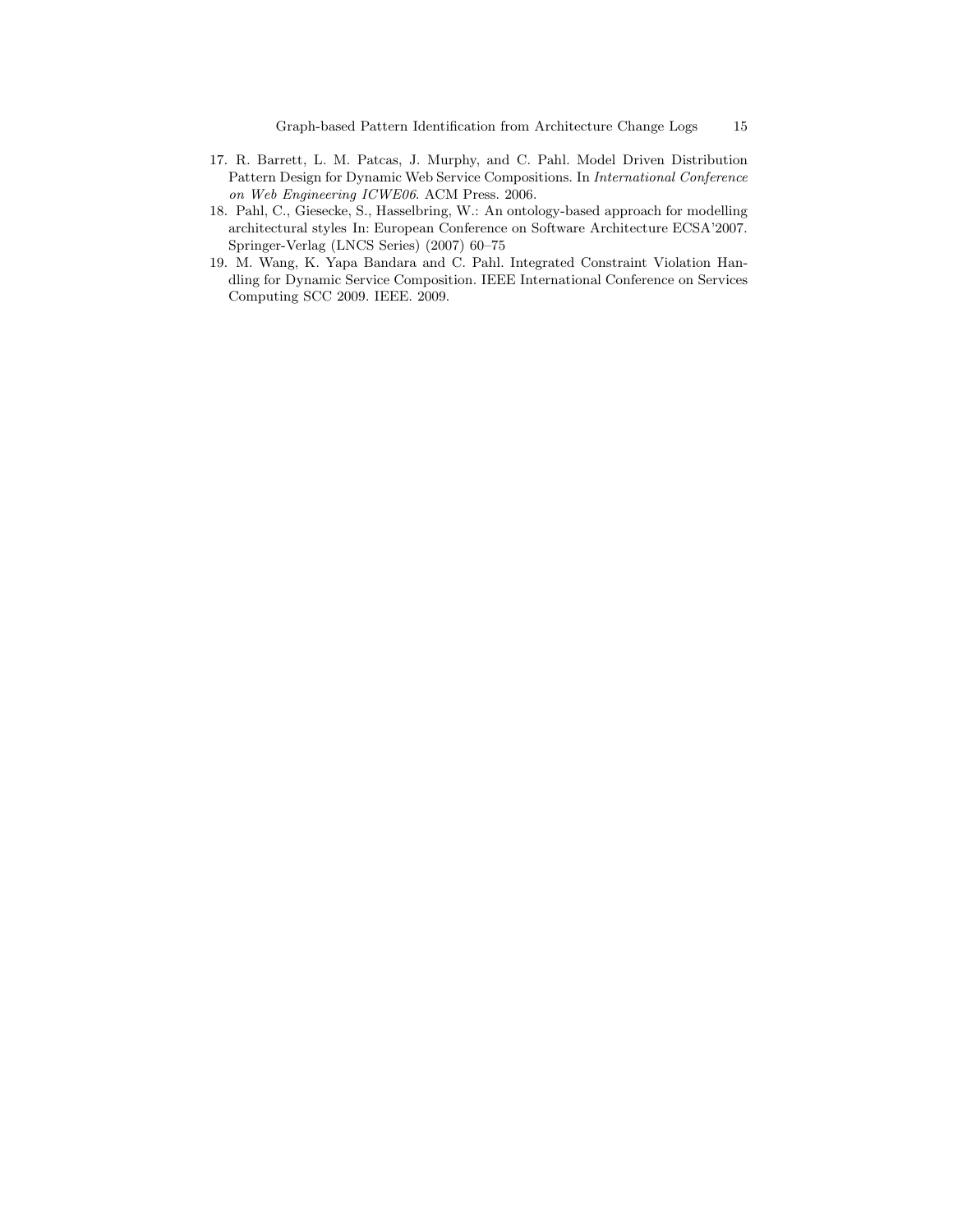17. R. Barrett, L. M. Patcas, J. Murphy, and C. Pahl. Model Driven Distribution Pattern Design for Dynamic Web Service Compositions. In *International Conference on Web Engineering ICWE06*. ACM Press. 2006.
18. Pahl, C., Giesecke, S., Hasselbring, W.: An ontology-based approach for modelling architectural styles In: European Conference on Software Architecture ECSA'2007. Springer-Verlag (LNCS Series) (2007) 60–75
19. M. Wang, K. Yapa Bandara and C. Pahl. Integrated Constraint Violation Handling for Dynamic Service Composition. IEEE International Conference on Services Computing SCC 2009. IEEE. 2009.